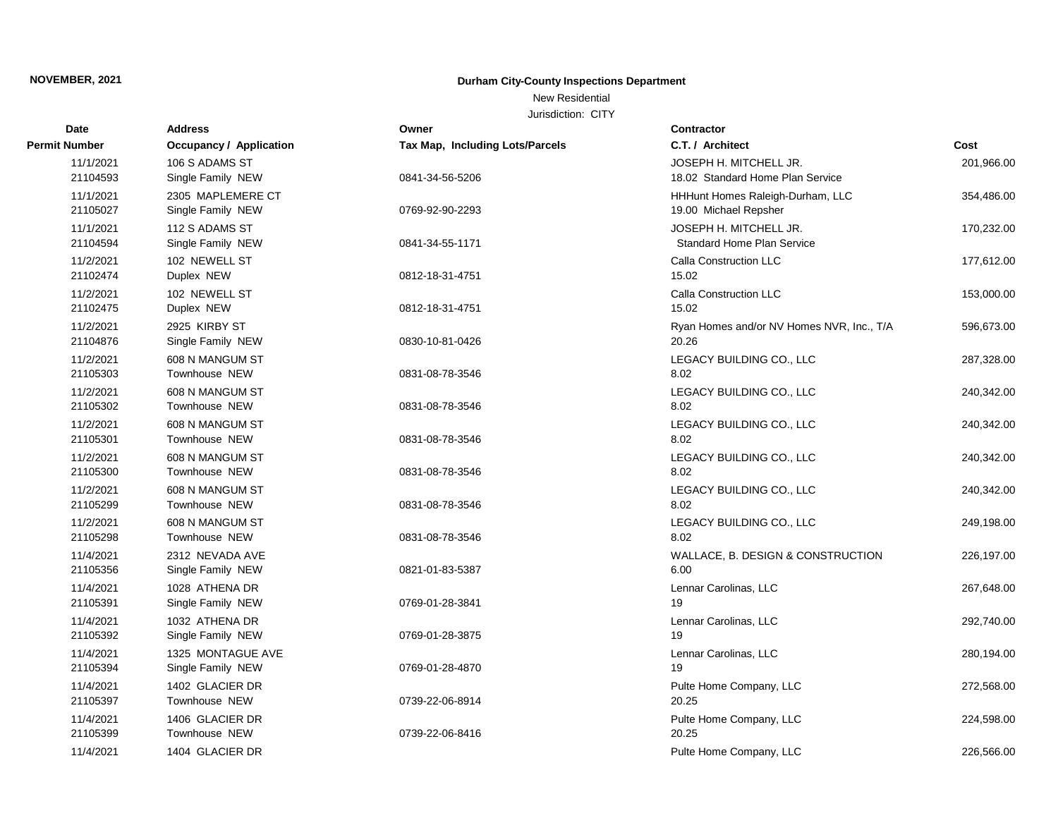**NOVEMBER, 2021**

**Durham City-County Inspections Department**

New Residential

Jurisdiction: CITY

| Date / Permit Number | Address / Occupancy / Application | Owner / Tax Map, Including Lots/Parcels | Contractor / C.T. / Architect | Cost |
|---|---|---|---|---|
| 11/1/2021<br>21104593 | 106 S ADAMS ST<br>Single Family NEW | 0841-34-56-5206 | JOSEPH H. MITCHELL JR.<br>18.02 Standard Home Plan Service | 201,966.00 |
| 11/1/2021<br>21105027 | 2305 MAPLEMERE CT<br>Single Family NEW | 0769-92-90-2293 | HHHunt Homes Raleigh-Durham, LLC<br>19.00 Michael Repsher | 354,486.00 |
| 11/1/2021<br>21104594 | 112 S ADAMS ST<br>Single Family NEW | 0841-34-55-1171 | JOSEPH H. MITCHELL JR.<br>Standard Home Plan Service | 170,232.00 |
| 11/2/2021<br>21102474 | 102 NEWELL ST<br>Duplex NEW | 0812-18-31-4751 | Calla Construction LLC<br>15.02 | 177,612.00 |
| 11/2/2021<br>21102475 | 102 NEWELL ST<br>Duplex NEW | 0812-18-31-4751 | Calla Construction LLC<br>15.02 | 153,000.00 |
| 11/2/2021<br>21104876 | 2925 KIRBY ST<br>Single Family NEW | 0830-10-81-0426 | Ryan Homes and/or NV Homes NVR, Inc., T/A<br>20.26 | 596,673.00 |
| 11/2/2021<br>21105303 | 608 N MANGUM ST<br>Townhouse NEW | 0831-08-78-3546 | LEGACY BUILDING CO., LLC<br>8.02 | 287,328.00 |
| 11/2/2021<br>21105302 | 608 N MANGUM ST<br>Townhouse NEW | 0831-08-78-3546 | LEGACY BUILDING CO., LLC<br>8.02 | 240,342.00 |
| 11/2/2021<br>21105301 | 608 N MANGUM ST<br>Townhouse NEW | 0831-08-78-3546 | LEGACY BUILDING CO., LLC<br>8.02 | 240,342.00 |
| 11/2/2021<br>21105300 | 608 N MANGUM ST<br>Townhouse NEW | 0831-08-78-3546 | LEGACY BUILDING CO., LLC<br>8.02 | 240,342.00 |
| 11/2/2021<br>21105299 | 608 N MANGUM ST<br>Townhouse NEW | 0831-08-78-3546 | LEGACY BUILDING CO., LLC<br>8.02 | 240,342.00 |
| 11/2/2021<br>21105298 | 608 N MANGUM ST<br>Townhouse NEW | 0831-08-78-3546 | LEGACY BUILDING CO., LLC<br>8.02 | 249,198.00 |
| 11/4/2021<br>21105356 | 2312 NEVADA AVE<br>Single Family NEW | 0821-01-83-5387 | WALLACE, B. DESIGN & CONSTRUCTION<br>6.00 | 226,197.00 |
| 11/4/2021<br>21105391 | 1028 ATHENA DR<br>Single Family NEW | 0769-01-28-3841 | Lennar Carolinas, LLC<br>19 | 267,648.00 |
| 11/4/2021<br>21105392 | 1032 ATHENA DR<br>Single Family NEW | 0769-01-28-3875 | Lennar Carolinas, LLC<br>19 | 292,740.00 |
| 11/4/2021<br>21105394 | 1325 MONTAGUE AVE<br>Single Family NEW | 0769-01-28-4870 | Lennar Carolinas, LLC<br>19 | 280,194.00 |
| 11/4/2021<br>21105397 | 1402 GLACIER DR<br>Townhouse NEW | 0739-22-06-8914 | Pulte Home Company, LLC<br>20.25 | 272,568.00 |
| 11/4/2021<br>21105399 | 1406 GLACIER DR<br>Townhouse NEW | 0739-22-06-8416 | Pulte Home Company, LLC<br>20.25 | 224,598.00 |
| 11/4/2021 | 1404 GLACIER DR | | Pulte Home Company, LLC | 226,566.00 |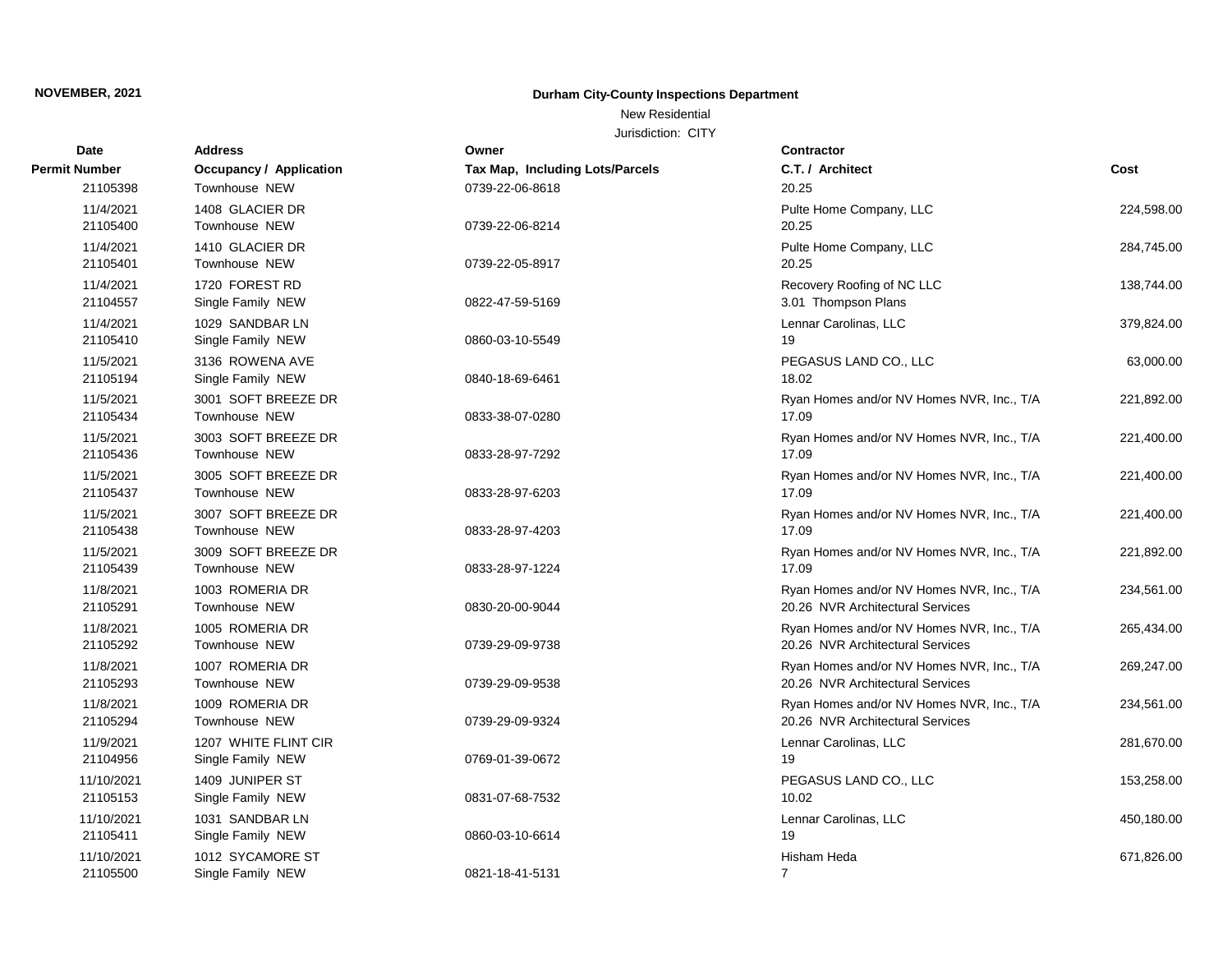**NOVEMBER, 2021**

**Durham City-County Inspections Department**

New Residential

Jurisdiction: CITY

| Date | Address | Owner | Contractor | |
|---|---|---|---|---|
| **Permit Number** | **Occupancy / Application** | **Tax Map, Including Lots/Parcels** | **C.T. / Architect** | **Cost** |
| 21105398 | Townhouse NEW | 0739-22-06-8618 | 20.25 | |
| 11/4/2021 | 1408 GLACIER DR | | Pulte Home Company, LLC | 224,598.00 |
| 21105400 | Townhouse NEW | 0739-22-06-8214 | 20.25 | |
| 11/4/2021 | 1410 GLACIER DR | | Pulte Home Company, LLC | 284,745.00 |
| 21105401 | Townhouse NEW | 0739-22-05-8917 | 20.25 | |
| 11/4/2021 | 1720 FOREST RD | | Recovery Roofing of NC LLC | 138,744.00 |
| 21104557 | Single Family NEW | 0822-47-59-5169 | 3.01 Thompson Plans | |
| 11/4/2021 | 1029 SANDBAR LN | | Lennar Carolinas, LLC | 379,824.00 |
| 21105410 | Single Family NEW | 0860-03-10-5549 | 19 | |
| 11/5/2021 | 3136 ROWENA AVE | | PEGASUS LAND CO., LLC | 63,000.00 |
| 21105194 | Single Family NEW | 0840-18-69-6461 | 18.02 | |
| 11/5/2021 | 3001 SOFT BREEZE DR | | Ryan Homes and/or NV Homes NVR, Inc., T/A | 221,892.00 |
| 21105434 | Townhouse NEW | 0833-38-07-0280 | 17.09 | |
| 11/5/2021 | 3003 SOFT BREEZE DR | | Ryan Homes and/or NV Homes NVR, Inc., T/A | 221,400.00 |
| 21105436 | Townhouse NEW | 0833-28-97-7292 | 17.09 | |
| 11/5/2021 | 3005 SOFT BREEZE DR | | Ryan Homes and/or NV Homes NVR, Inc., T/A | 221,400.00 |
| 21105437 | Townhouse NEW | 0833-28-97-6203 | 17.09 | |
| 11/5/2021 | 3007 SOFT BREEZE DR | | Ryan Homes and/or NV Homes NVR, Inc., T/A | 221,400.00 |
| 21105438 | Townhouse NEW | 0833-28-97-4203 | 17.09 | |
| 11/5/2021 | 3009 SOFT BREEZE DR | | Ryan Homes and/or NV Homes NVR, Inc., T/A | 221,892.00 |
| 21105439 | Townhouse NEW | 0833-28-97-1224 | 17.09 | |
| 11/8/2021 | 1003 ROMERIA DR | | Ryan Homes and/or NV Homes NVR, Inc., T/A | 234,561.00 |
| 21105291 | Townhouse NEW | 0830-20-00-9044 | 20.26 NVR Architectural Services | |
| 11/8/2021 | 1005 ROMERIA DR | | Ryan Homes and/or NV Homes NVR, Inc., T/A | 265,434.00 |
| 21105292 | Townhouse NEW | 0739-29-09-9738 | 20.26 NVR Architectural Services | |
| 11/8/2021 | 1007 ROMERIA DR | | Ryan Homes and/or NV Homes NVR, Inc., T/A | 269,247.00 |
| 21105293 | Townhouse NEW | 0739-29-09-9538 | 20.26 NVR Architectural Services | |
| 11/8/2021 | 1009 ROMERIA DR | | Ryan Homes and/or NV Homes NVR, Inc., T/A | 234,561.00 |
| 21105294 | Townhouse NEW | 0739-29-09-9324 | 20.26 NVR Architectural Services | |
| 11/9/2021 | 1207 WHITE FLINT CIR | | Lennar Carolinas, LLC | 281,670.00 |
| 21104956 | Single Family NEW | 0769-01-39-0672 | 19 | |
| 11/10/2021 | 1409 JUNIPER ST | | PEGASUS LAND CO., LLC | 153,258.00 |
| 21105153 | Single Family NEW | 0831-07-68-7532 | 10.02 | |
| 11/10/2021 | 1031 SANDBAR LN | | Lennar Carolinas, LLC | 450,180.00 |
| 21105411 | Single Family NEW | 0860-03-10-6614 | 19 | |
| 11/10/2021 | 1012 SYCAMORE ST | | Hisham Heda | 671,826.00 |
| 21105500 | Single Family NEW | 0821-18-41-5131 | 7 | |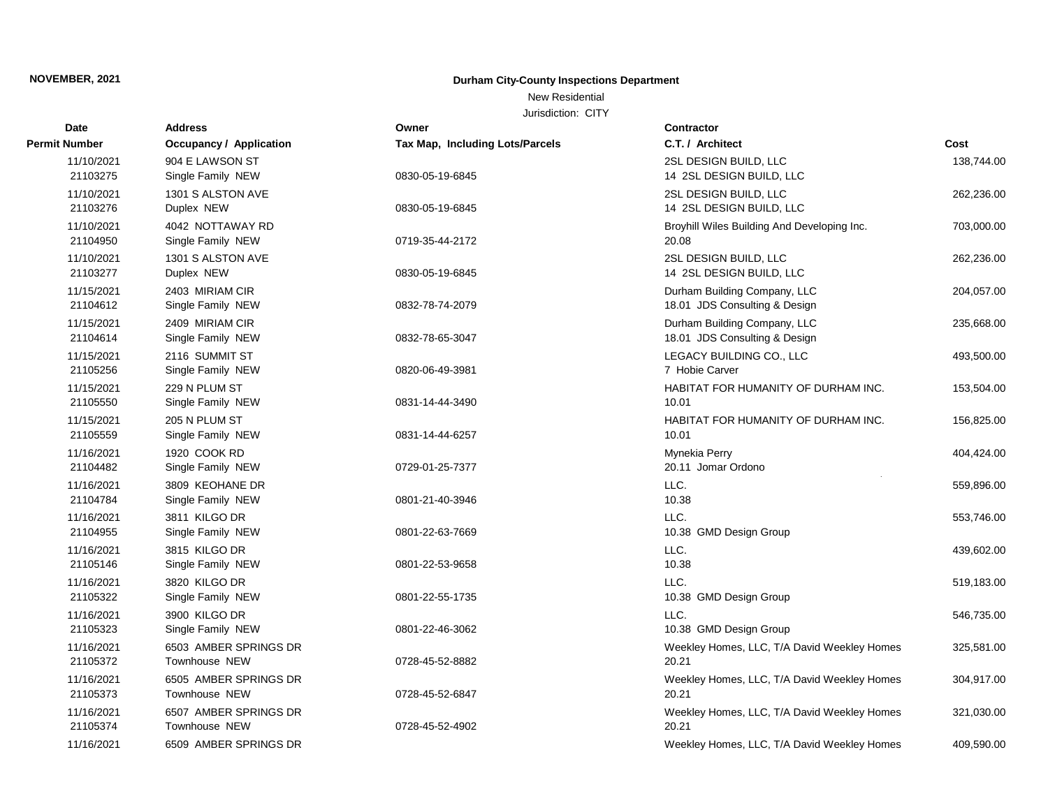**NOVEMBER, 2021**

**Durham City-County Inspections Department**

New Residential

Jurisdiction: CITY

| Date<br>Permit Number | Address<br>Occupancy / Application | Owner<br>Tax Map, Including Lots/Parcels | Contractor<br>C.T. / Architect | Cost |
|---|---|---|---|---|
| 11/10/2021<br>21103275 | 904 E LAWSON ST<br>Single Family NEW | 0830-05-19-6845 | 2SL DESIGN BUILD, LLC<br>14 2SL DESIGN BUILD, LLC | 138,744.00 |
| 11/10/2021<br>21103276 | 1301 S ALSTON AVE<br>Duplex NEW | 0830-05-19-6845 | 2SL DESIGN BUILD, LLC<br>14 2SL DESIGN BUILD, LLC | 262,236.00 |
| 11/10/2021<br>21104950 | 4042 NOTTAWAY RD<br>Single Family NEW | 0719-35-44-2172 | Broyhill Wiles Building And Developing Inc.<br>20.08 | 703,000.00 |
| 11/10/2021<br>21103277 | 1301 S ALSTON AVE<br>Duplex NEW | 0830-05-19-6845 | 2SL DESIGN BUILD, LLC<br>14 2SL DESIGN BUILD, LLC | 262,236.00 |
| 11/15/2021<br>21104612 | 2403 MIRIAM CIR<br>Single Family NEW | 0832-78-74-2079 | Durham Building Company, LLC<br>18.01 JDS Consulting & Design | 204,057.00 |
| 11/15/2021<br>21104614 | 2409 MIRIAM CIR<br>Single Family NEW | 0832-78-65-3047 | Durham Building Company, LLC<br>18.01 JDS Consulting & Design | 235,668.00 |
| 11/15/2021<br>21105256 | 2116 SUMMIT ST<br>Single Family NEW | 0820-06-49-3981 | LEGACY BUILDING CO., LLC<br>7 Hobie Carver | 493,500.00 |
| 11/15/2021<br>21105550 | 229 N PLUM ST<br>Single Family NEW | 0831-14-44-3490 | HABITAT FOR HUMANITY OF DURHAM INC.<br>10.01 | 153,504.00 |
| 11/15/2021<br>21105559 | 205 N PLUM ST<br>Single Family NEW | 0831-14-44-6257 | HABITAT FOR HUMANITY OF DURHAM INC.<br>10.01 | 156,825.00 |
| 11/16/2021<br>21104482 | 1920 COOK RD<br>Single Family NEW | 0729-01-25-7377 | Mynekia Perry<br>20.11 Jomar Ordono | 404,424.00 |
| 11/16/2021<br>21104784 | 3809 KEOHANE DR<br>Single Family NEW | 0801-21-40-3946 | LLC.<br>10.38 | 559,896.00 |
| 11/16/2021<br>21104955 | 3811 KILGO DR<br>Single Family NEW | 0801-22-63-7669 | LLC.<br>10.38 GMD Design Group | 553,746.00 |
| 11/16/2021<br>21105146 | 3815 KILGO DR<br>Single Family NEW | 0801-22-53-9658 | LLC.<br>10.38 | 439,602.00 |
| 11/16/2021<br>21105322 | 3820 KILGO DR<br>Single Family NEW | 0801-22-55-1735 | LLC.<br>10.38 GMD Design Group | 519,183.00 |
| 11/16/2021<br>21105323 | 3900 KILGO DR<br>Single Family NEW | 0801-22-46-3062 | LLC.<br>10.38 GMD Design Group | 546,735.00 |
| 11/16/2021<br>21105372 | 6503 AMBER SPRINGS DR<br>Townhouse NEW | 0728-45-52-8882 | Weekley Homes, LLC, T/A David Weekley Homes<br>20.21 | 325,581.00 |
| 11/16/2021<br>21105373 | 6505 AMBER SPRINGS DR<br>Townhouse NEW | 0728-45-52-6847 | Weekley Homes, LLC, T/A David Weekley Homes<br>20.21 | 304,917.00 |
| 11/16/2021<br>21105374 | 6507 AMBER SPRINGS DR<br>Townhouse NEW | 0728-45-52-4902 | Weekley Homes, LLC, T/A David Weekley Homes<br>20.21 | 321,030.00 |
| 11/16/2021 | 6509 AMBER SPRINGS DR | | Weekley Homes, LLC, T/A David Weekley Homes | 409,590.00 |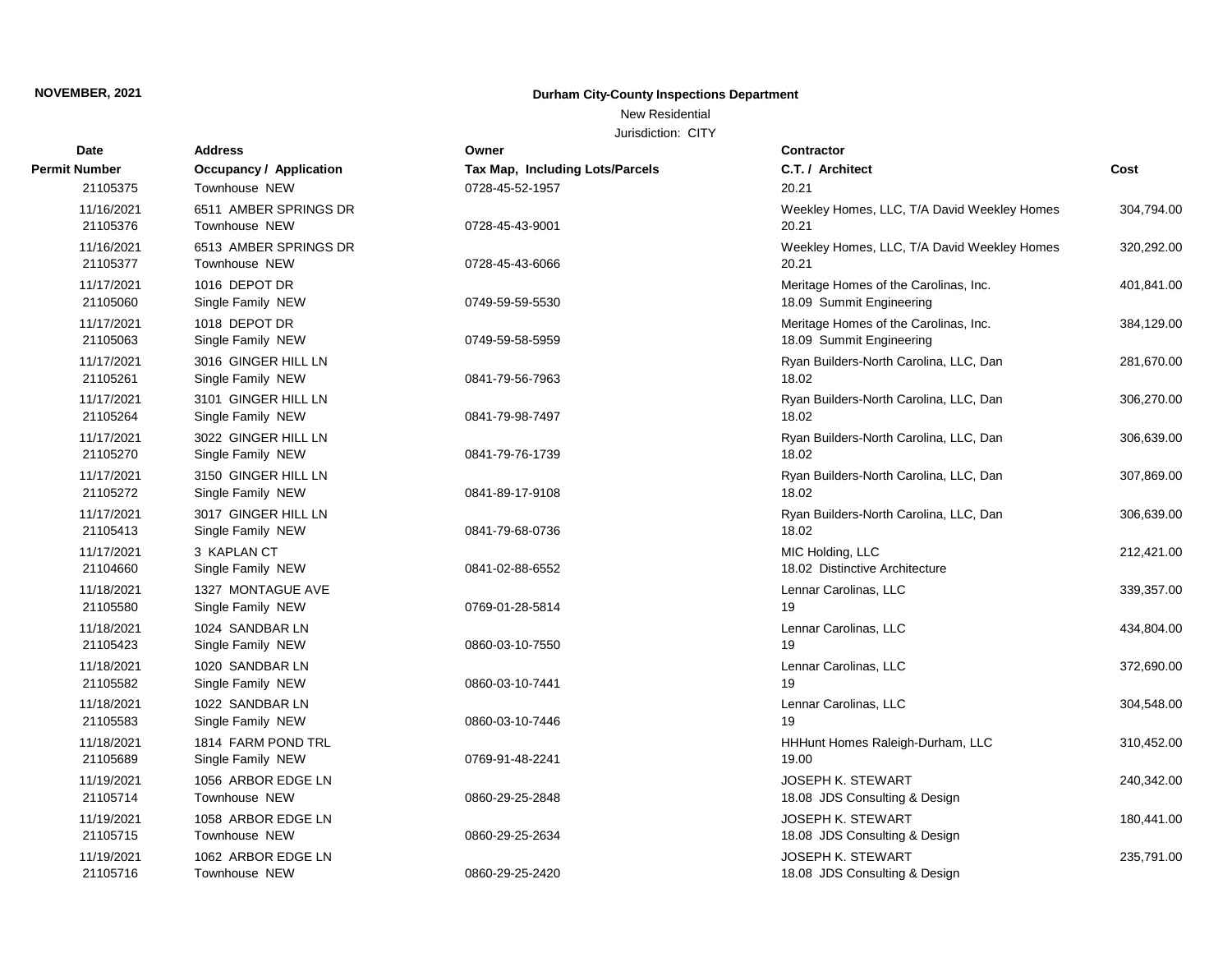**NOVEMBER, 2021**

**Durham City-County Inspections Department**

New Residential

Jurisdiction: CITY

| Date / Permit Number | Address / Occupancy / Application | Owner / Tax Map, Including Lots/Parcels | Contractor / C.T. / Architect | Cost |
|---|---|---|---|---|
| 21105375 | Townhouse NEW | 0728-45-52-1957 | 20.21 | |
| 11/16/2021 | 6511 AMBER SPRINGS DR | | Weekley Homes, LLC, T/A David Weekley Homes | 304,794.00 |
| 21105376 | Townhouse NEW | 0728-45-43-9001 | 20.21 | |
| 11/16/2021 | 6513 AMBER SPRINGS DR | | Weekley Homes, LLC, T/A David Weekley Homes | 320,292.00 |
| 21105377 | Townhouse NEW | 0728-45-43-6066 | 20.21 | |
| 11/17/2021 | 1016 DEPOT DR | | Meritage Homes of the Carolinas, Inc. | 401,841.00 |
| 21105060 | Single Family NEW | 0749-59-59-5530 | 18.09 Summit Engineering | |
| 11/17/2021 | 1018 DEPOT DR | | Meritage Homes of the Carolinas, Inc. | 384,129.00 |
| 21105063 | Single Family NEW | 0749-59-58-5959 | 18.09 Summit Engineering | |
| 11/17/2021 | 3016 GINGER HILL LN | | Ryan Builders-North Carolina, LLC, Dan | 281,670.00 |
| 21105261 | Single Family NEW | 0841-79-56-7963 | 18.02 | |
| 11/17/2021 | 3101 GINGER HILL LN | | Ryan Builders-North Carolina, LLC, Dan | 306,270.00 |
| 21105264 | Single Family NEW | 0841-79-98-7497 | 18.02 | |
| 11/17/2021 | 3022 GINGER HILL LN | | Ryan Builders-North Carolina, LLC, Dan | 306,639.00 |
| 21105270 | Single Family NEW | 0841-79-76-1739 | 18.02 | |
| 11/17/2021 | 3150 GINGER HILL LN | | Ryan Builders-North Carolina, LLC, Dan | 307,869.00 |
| 21105272 | Single Family NEW | 0841-89-17-9108 | 18.02 | |
| 11/17/2021 | 3017 GINGER HILL LN | | Ryan Builders-North Carolina, LLC, Dan | 306,639.00 |
| 21105413 | Single Family NEW | 0841-79-68-0736 | 18.02 | |
| 11/17/2021 | 3 KAPLAN CT | | MIC Holding, LLC | 212,421.00 |
| 21104660 | Single Family NEW | 0841-02-88-6552 | 18.02 Distinctive Architecture | |
| 11/18/2021 | 1327 MONTAGUE AVE | | Lennar Carolinas, LLC | 339,357.00 |
| 21105580 | Single Family NEW | 0769-01-28-5814 | 19 | |
| 11/18/2021 | 1024 SANDBAR LN | | Lennar Carolinas, LLC | 434,804.00 |
| 21105423 | Single Family NEW | 0860-03-10-7550 | 19 | |
| 11/18/2021 | 1020 SANDBAR LN | | Lennar Carolinas, LLC | 372,690.00 |
| 21105582 | Single Family NEW | 0860-03-10-7441 | 19 | |
| 11/18/2021 | 1022 SANDBAR LN | | Lennar Carolinas, LLC | 304,548.00 |
| 21105583 | Single Family NEW | 0860-03-10-7446 | 19 | |
| 11/18/2021 | 1814 FARM POND TRL | | HHHunt Homes Raleigh-Durham, LLC | 310,452.00 |
| 21105689 | Single Family NEW | 0769-91-48-2241 | 19.00 | |
| 11/19/2021 | 1056 ARBOR EDGE LN | | JOSEPH K. STEWART | 240,342.00 |
| 21105714 | Townhouse NEW | 0860-29-25-2848 | 18.08 JDS Consulting & Design | |
| 11/19/2021 | 1058 ARBOR EDGE LN | | JOSEPH K. STEWART | 180,441.00 |
| 21105715 | Townhouse NEW | 0860-29-25-2634 | 18.08 JDS Consulting & Design | |
| 11/19/2021 | 1062 ARBOR EDGE LN | | JOSEPH K. STEWART | 235,791.00 |
| 21105716 | Townhouse NEW | 0860-29-25-2420 | 18.08 JDS Consulting & Design | |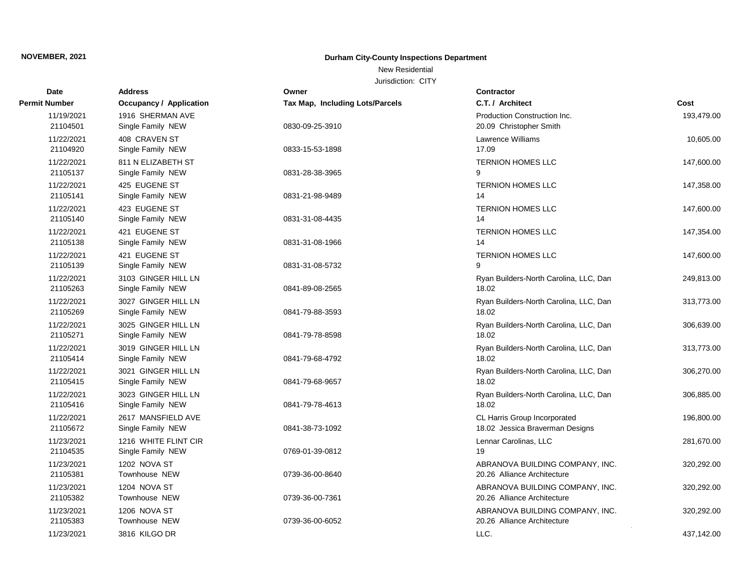**NOVEMBER, 2021**

**Durham City-County Inspections Department**

New Residential

Jurisdiction: CITY

| Date<br>Permit Number | Address<br>Occupancy / Application | Owner<br>Tax Map, Including Lots/Parcels | Contractor<br>C.T. / Architect | Cost |
|---|---|---|---|---|
| 11/19/2021<br>21104501 | 1916 SHERMAN AVE<br>Single Family NEW | 0830-09-25-3910 | Production Construction Inc.<br>20.09 Christopher Smith | 193,479.00 |
| 11/22/2021<br>21104920 | 408 CRAVEN ST<br>Single Family NEW | 0833-15-53-1898 | Lawrence Williams<br>17.09 | 10,605.00 |
| 11/22/2021<br>21105137 | 811 N ELIZABETH ST<br>Single Family NEW | 0831-28-38-3965 | TERNION HOMES LLC<br>9 | 147,600.00 |
| 11/22/2021<br>21105141 | 425 EUGENE ST<br>Single Family NEW | 0831-21-98-9489 | TERNION HOMES LLC<br>14 | 147,358.00 |
| 11/22/2021<br>21105140 | 423 EUGENE ST<br>Single Family NEW | 0831-31-08-4435 | TERNION HOMES LLC<br>14 | 147,600.00 |
| 11/22/2021<br>21105138 | 421 EUGENE ST<br>Single Family NEW | 0831-31-08-1966 | TERNION HOMES LLC<br>14 | 147,354.00 |
| 11/22/2021<br>21105139 | 421 EUGENE ST<br>Single Family NEW | 0831-31-08-5732 | TERNION HOMES LLC<br>9 | 147,600.00 |
| 11/22/2021<br>21105263 | 3103 GINGER HILL LN<br>Single Family NEW | 0841-89-08-2565 | Ryan Builders-North Carolina, LLC, Dan<br>18.02 | 249,813.00 |
| 11/22/2021<br>21105269 | 3027 GINGER HILL LN<br>Single Family NEW | 0841-79-88-3593 | Ryan Builders-North Carolina, LLC, Dan<br>18.02 | 313,773.00 |
| 11/22/2021<br>21105271 | 3025 GINGER HILL LN<br>Single Family NEW | 0841-79-78-8598 | Ryan Builders-North Carolina, LLC, Dan<br>18.02 | 306,639.00 |
| 11/22/2021<br>21105414 | 3019 GINGER HILL LN<br>Single Family NEW | 0841-79-68-4792 | Ryan Builders-North Carolina, LLC, Dan<br>18.02 | 313,773.00 |
| 11/22/2021<br>21105415 | 3021 GINGER HILL LN<br>Single Family NEW | 0841-79-68-9657 | Ryan Builders-North Carolina, LLC, Dan<br>18.02 | 306,270.00 |
| 11/22/2021<br>21105416 | 3023 GINGER HILL LN<br>Single Family NEW | 0841-79-78-4613 | Ryan Builders-North Carolina, LLC, Dan<br>18.02 | 306,885.00 |
| 11/22/2021<br>21105672 | 2617 MANSFIELD AVE<br>Single Family NEW | 0841-38-73-1092 | CL Harris Group Incorporated<br>18.02 Jessica Braverman Designs | 196,800.00 |
| 11/23/2021<br>21104535 | 1216 WHITE FLINT CIR<br>Single Family NEW | 0769-01-39-0812 | Lennar Carolinas, LLC<br>19 | 281,670.00 |
| 11/23/2021<br>21105381 | 1202 NOVA ST<br>Townhouse NEW | 0739-36-00-8640 | ABRANOVA BUILDING COMPANY, INC.<br>20.26 Alliance Architecture | 320,292.00 |
| 11/23/2021<br>21105382 | 1204 NOVA ST<br>Townhouse NEW | 0739-36-00-7361 | ABRANOVA BUILDING COMPANY, INC.<br>20.26 Alliance Architecture | 320,292.00 |
| 11/23/2021<br>21105383 | 1206 NOVA ST<br>Townhouse NEW | 0739-36-00-6052 | ABRANOVA BUILDING COMPANY, INC.<br>20.26 Alliance Architecture | 320,292.00 |
| 11/23/2021 | 3816 KILGO DR | | LLC. | 437,142.00 |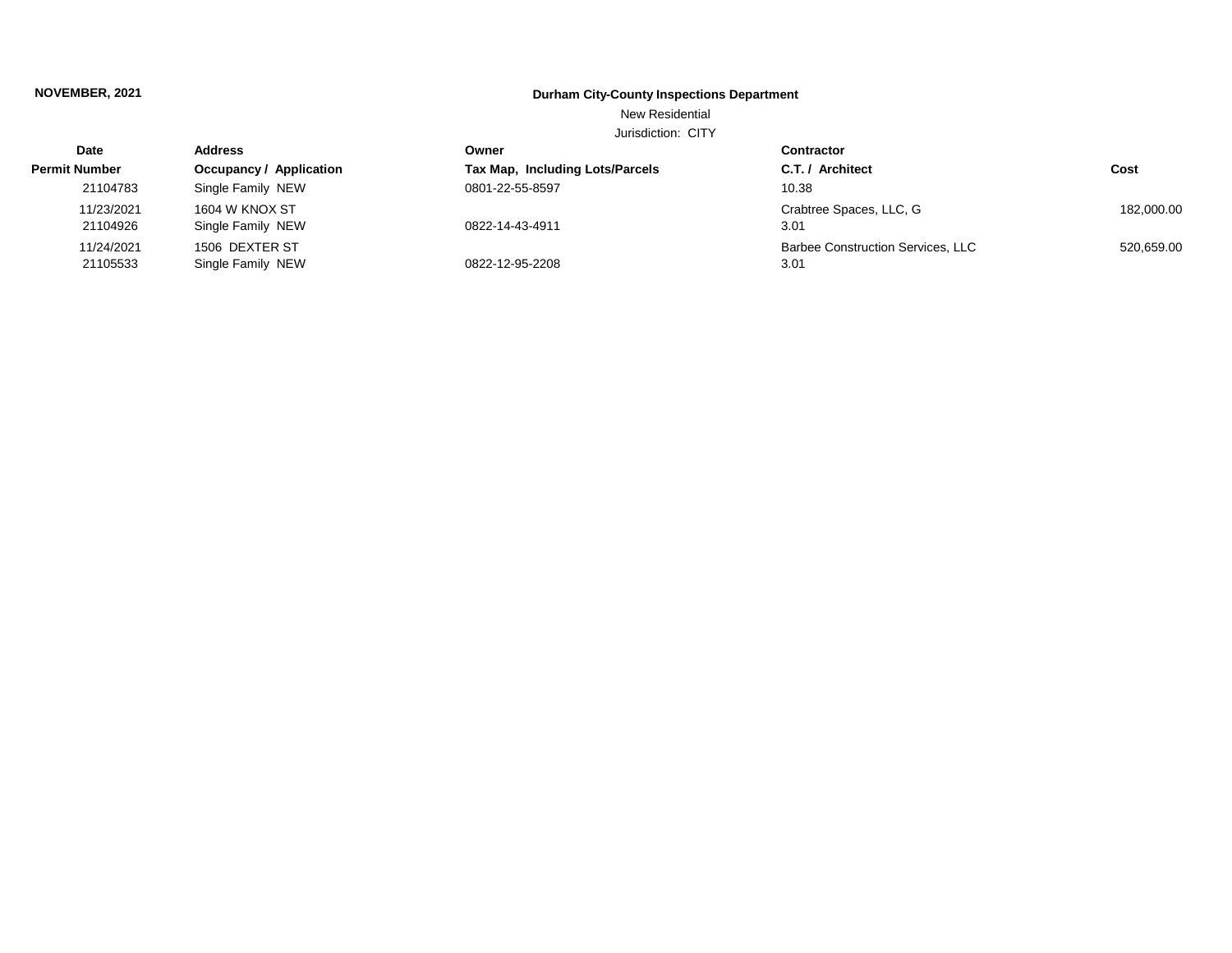**NOVEMBER, 2021**

**Durham City-County Inspections Department**

New Residential

Jurisdiction: CITY

| Date / Permit Number | Address / Occupancy / Application | Owner / Tax Map, Including Lots/Parcels | Contractor / C.T. / Architect | Cost |
|---|---|---|---|---|
| 21104783 | Single Family NEW | 0801-22-55-8597 | 10.38 | |
| 11/23/2021 | 1604 W KNOX ST | | Crabtree Spaces, LLC, G | 182,000.00 |
| 21104926 | Single Family NEW | 0822-14-43-4911 | 3.01 | |
| 11/24/2021 | 1506 DEXTER ST | | Barbee Construction Services, LLC | 520,659.00 |
| 21105533 | Single Family NEW | 0822-12-95-2208 | 3.01 | |